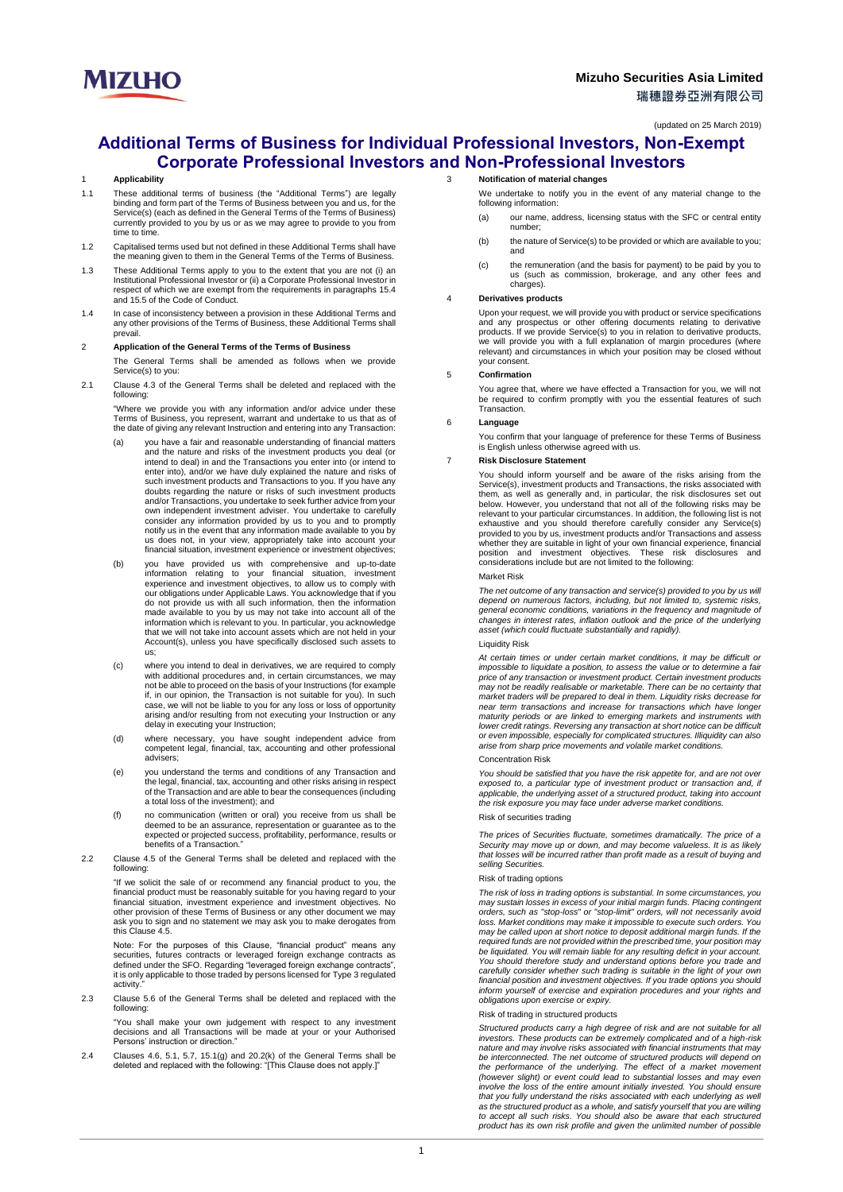**MIZUHO**

**Mizuho Securities Asia Limited**
**瑞穗證券亞洲有限公司**

(updated on 25 March 2019)

# Additional Terms of Business for Individual Professional Investors, Non-Exempt Corporate Professional Investors and Non-Professional Investors

## 1 Applicability

1.1 These additional terms of business (the "Additional Terms") are legally binding and form part of the Terms of Business between you and us, for the Service(s) (each as defined in the General Terms of the Terms of Business) currently provided to you by us or as we may agree to provide to you from time to time.

1.2 Capitalised terms used but not defined in these Additional Terms shall have the meaning given to them in the General Terms of the Terms of Business.

1.3 These Additional Terms apply to you to the extent that you are not (i) an Institutional Professional Investor or (ii) a Corporate Professional Investor in respect of which we are exempt from the requirements in paragraphs 15.4 and 15.5 of the Code of Conduct.

1.4 In case of inconsistency between a provision in these Additional Terms and any other provisions of the Terms of Business, these Additional Terms shall prevail.

## 2 Application of the General Terms of the Terms of Business

The General Terms shall be amended as follows when we provide Service(s) to you:

2.1 Clause 4.3 of the General Terms shall be deleted and replaced with the following:

"Where we provide you with any information and/or advice under these Terms of Business, you represent, warrant and undertake to us that as of the date of giving any relevant Instruction and entering into any Transaction:

(a) you have a fair and reasonable understanding of financial matters and the nature and risks of the investment products you deal (or intend to deal) in and the Transactions you enter into (or intend to enter into), and/or we have duly explained the nature and risks of such investment products and Transactions to you. If you have any doubts regarding the nature or risks of such investment products and/or Transactions, you undertake to seek further advice from your own independent investment adviser. You undertake to carefully consider any information provided by us to you and to promptly notify us in the event that any information made available to you by us does not, in your view, appropriately take into account your financial situation, investment experience or investment objectives;

(b) you have provided us with comprehensive and up-to-date information relating to your financial situation, investment experience and investment objectives, to allow us to comply with our obligations under Applicable Laws. You acknowledge that if you do not provide us with all such information, then the information made available to you by us may not take into account all of the information which is relevant to you. In particular, you acknowledge that we will not take into account assets which are not held in your Account(s), unless you have specifically disclosed such assets to us;

(c) where you intend to deal in derivatives, we are required to comply with additional procedures and, in certain circumstances, we may not be able to proceed on the basis of your Instructions (for example if, in our opinion, the Transaction is not suitable for you). In such case, we will not be liable to you for any loss or loss of opportunity arising and/or resulting from not executing your Instruction or any delay in executing your Instruction;

(d) where necessary, you have sought independent advice from competent legal, financial, tax, accounting and other professional advisers;

(e) you understand the terms and conditions of any Transaction and the legal, financial, tax, accounting and other risks arising in respect of the Transaction and are able to bear the consequences (including a total loss of the investment); and

(f) no communication (written or oral) you receive from us shall be deemed to be an assurance, representation or guarantee as to the expected or projected success, profitability, performance, results or benefits of a Transaction."

2.2 Clause 4.5 of the General Terms shall be deleted and replaced with the following:

"If we solicit the sale of or recommend any financial product to you, the financial product must be reasonably suitable for you having regard to your financial situation, investment experience and investment objectives. No other provision of these Terms of Business or any other document we may ask you to sign and no statement we may ask you to make derogates from this Clause 4.5.

Note: For the purposes of this Clause, "financial product" means any securities, futures contracts or leveraged foreign exchange contracts as defined under the SFO. Regarding "leveraged foreign exchange contracts", it is only applicable to those traded by persons licensed for Type 3 regulated activity."

2.3 Clause 5.6 of the General Terms shall be deleted and replaced with the following:

"You shall make your own judgement with respect to any investment decisions and all Transactions will be made at your or your Authorised Persons' instruction or direction."

2.4 Clauses 4.6, 5.1, 5.7, 15.1(g) and 20.2(k) of the General Terms shall be deleted and replaced with the following: "[This Clause does not apply.]"

## 3 Notification of material changes

We undertake to notify you in the event of any material change to the following information:

(a) our name, address, licensing status with the SFC or central entity number;

(b) the nature of Service(s) to be provided or which are available to you; and

(c) the remuneration (and the basis for payment) to be paid by you to us (such as commission, brokerage, and any other fees and charges).

## 4 Derivatives products

Upon your request, we will provide you with product or service specifications and any prospectus or other offering documents relating to derivative products. If we provide Service(s) to you in relation to derivative products, we will provide you with a full explanation of margin procedures (where relevant) and circumstances in which your position may be closed without your consent.

## 5 Confirmation

You agree that, where we have effected a Transaction for you, we will not be required to confirm promptly with you the essential features of such Transaction.

## 6 Language

You confirm that your language of preference for these Terms of Business is English unless otherwise agreed with us.

## 7 Risk Disclosure Statement

You should inform yourself and be aware of the risks arising from the Service(s), investment products and Transactions, the risks associated with them, as well as generally and, in particular, the risk disclosures set out below. However, you understand that not all of the following risks may be relevant to your particular circumstances. In addition, the following list is not exhaustive and you should therefore carefully consider any Service(s) provided to you by us, investment products and/or Transactions and assess whether they are suitable in light of your own financial experience, financial position and investment objectives. These risk disclosures and considerations include but are not limited to the following:

Market Risk

*The net outcome of any transaction and service(s) provided to you by us will depend on numerous factors, including, but not limited to, systemic risks, general economic conditions, variations in the frequency and magnitude of changes in interest rates, inflation outlook and the price of the underlying asset (which could fluctuate substantially and rapidly).*

Liquidity Risk

*At certain times or under certain market conditions, it may be difficult or impossible to liquidate a position, to assess the value or to determine a fair price of any transaction or investment product. Certain investment products may not be readily realisable or marketable. There can be no certainty that market traders will be prepared to deal in them. Liquidity risks decrease for near term transactions and increase for transactions which have longer maturity periods or are linked to emerging markets and instruments with lower credit ratings. Reversing any transaction at short notice can be difficult or even impossible, especially for complicated structures. Illiquidity can also arise from sharp price movements and volatile market conditions.*

Concentration Risk

*You should be satisfied that you have the risk appetite for, and are not over exposed to, a particular type of investment product or transaction and, if applicable, the underlying asset of a structured product, taking into account the risk exposure you may face under adverse market conditions.*

Risk of securities trading

*The prices of Securities fluctuate, sometimes dramatically. The price of a Security may move up or down, and may become valueless. It is as likely that losses will be incurred rather than profit made as a result of buying and selling Securities.*

Risk of trading options

*The risk of loss in trading options is substantial. In some circumstances, you may sustain losses in excess of your initial margin funds. Placing contingent orders, such as "stop-loss" or "stop-limit" orders, will not necessarily avoid loss. Market conditions may make it impossible to execute such orders. You may be called upon at short notice to deposit additional margin funds. If the required funds are not provided within the prescribed time, your position may be liquidated. You will remain liable for any resulting deficit in your account. You should therefore study and understand options before you trade and carefully consider whether such trading is suitable in the light of your own financial position and investment objectives. If you trade options you should inform yourself of exercise and expiration procedures and your rights and obligations upon exercise or expiry.*

Risk of trading in structured products

*Structured products carry a high degree of risk and are not suitable for all investors. These products can be extremely complicated and of a high-risk nature and may involve risks associated with financial instruments that may be interconnected. The net outcome of structured products will depend on the performance of the underlying. The effect of a market movement (however slight) or event could lead to substantial losses and may even involve the loss of the entire amount initially invested. You should ensure that you fully understand the risks associated with each underlying as well as the structured product as a whole, and satisfy yourself that you are willing to accept all such risks. You should also be aware that each structured product has its own risk profile and given the unlimited number of possible*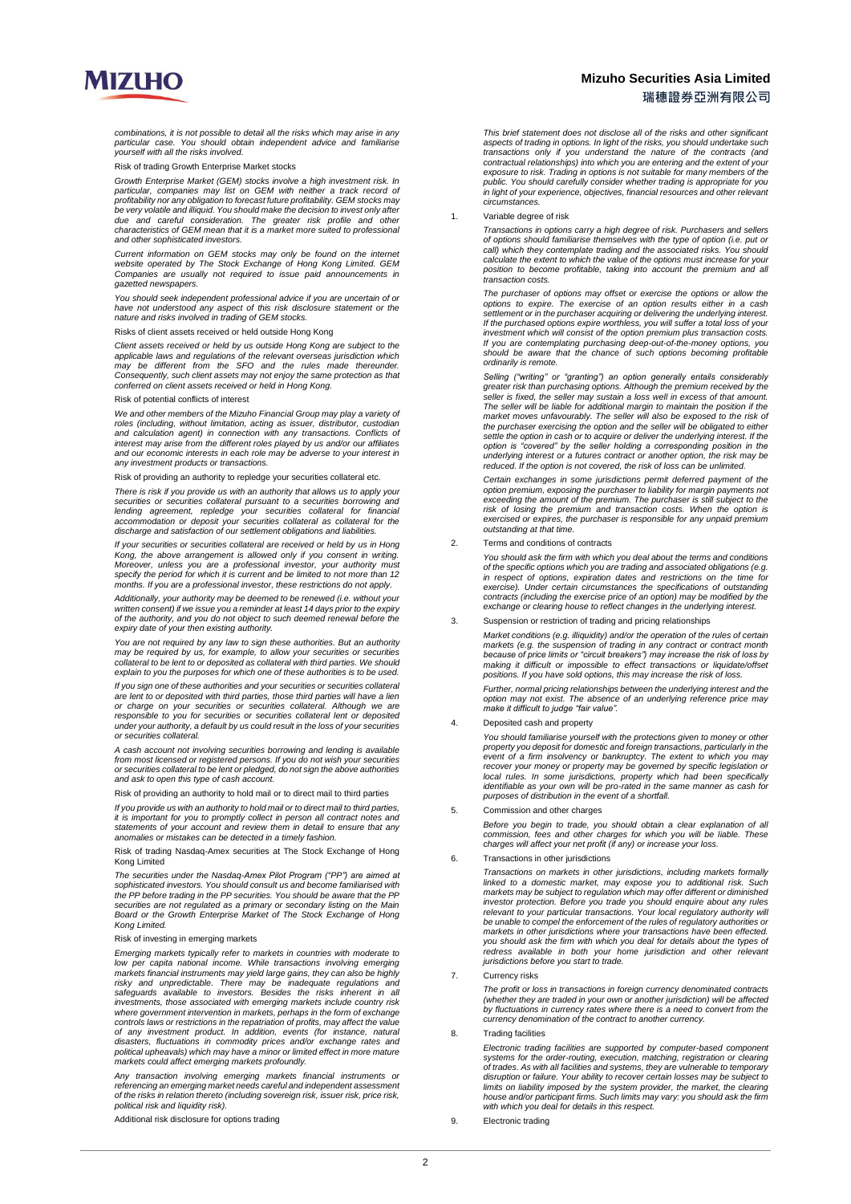*combinations, it is not possible to detail all the risks which may arise in any particular case. You should obtain independent advice and familiarise yourself with all the risks involved.*

Risk of trading Growth Enterprise Market stocks

*Growth Enterprise Market (GEM) stocks involve a high investment risk. In particular, companies may list on GEM with neither a track record of profitability nor any obligation to forecast future profitability. GEM stocks may be very volatile and illiquid. You should make the decision to invest only after due and careful consideration. The greater risk profile and other characteristics of GEM mean that it is a market more suited to professional and other sophisticated investors.*

*Current information on GEM stocks may only be found on the internet website operated by The Stock Exchange of Hong Kong Limited. GEM Companies are usually not required to issue paid announcements in gazetted newspapers.*

*You should seek independent professional advice if you are uncertain of or have not understood any aspect of this risk disclosure statement or the nature and risks involved in trading of GEM stocks.*

Risks of client assets received or held outside Hong Kong

*Client assets received or held by us outside Hong Kong are subject to the applicable laws and regulations of the relevant overseas jurisdiction which may be different from the SFO and the rules made thereunder. Consequently, such client assets may not enjoy the same protection as that conferred on client assets received or held in Hong Kong.*

Risk of potential conflicts of interest

*We and other members of the Mizuho Financial Group may play a variety of roles (including, without limitation, acting as issuer, distributor, custodian and calculation agent) in connection with any transactions. Conflicts of interest may arise from the different roles played by us and/or our affiliates and our economic interests in each role may be adverse to your interest in any investment products or transactions.*

Risk of providing an authority to repledge your securities collateral etc.

*There is risk if you provide us with an authority that allows us to apply your securities or securities collateral pursuant to a securities borrowing and lending agreement, repledge your securities collateral for financial accommodation or deposit your securities collateral as collateral for the discharge and satisfaction of our settlement obligations and liabilities.*

*If your securities or securities collateral are received or held by us in Hong Kong, the above arrangement is allowed only if you consent in writing. Moreover, unless you are a professional investor, your authority must specify the period for which it is current and be limited to not more than 12 months. If you are a professional investor, these restrictions do not apply.*

*Additionally, your authority may be deemed to be renewed (i.e. without your written consent) if we issue you a reminder at least 14 days prior to the expiry of the authority, and you do not object to such deemed renewal before the expiry date of your then existing authority.*

*You are not required by any law to sign these authorities. But an authority may be required by us, for example, to allow your securities or securities collateral to be lent to or deposited as collateral with third parties. We should explain to you the purposes for which one of these authorities is to be used.*

*If you sign one of these authorities and your securities or securities collateral are lent to or deposited with third parties, those third parties will have a lien or charge on your securities or securities collateral. Although we are responsible to you for securities or securities collateral lent or deposited under your authority, a default by us could result in the loss of your securities or securities collateral.*

*A cash account not involving securities borrowing and lending is available from most licensed or registered persons. If you do not wish your securities or securities collateral to be lent or pledged, do not sign the above authorities and ask to open this type of cash account.*

Risk of providing an authority to hold mail or to direct mail to third parties

*If you provide us with an authority to hold mail or to direct mail to third parties, it is important for you to promptly collect in person all contract notes and statements of your account and review them in detail to ensure that any anomalies or mistakes can be detected in a timely fashion.*

Risk of trading Nasdaq-Amex securities at The Stock Exchange of Hong Kong Limited

*The securities under the Nasdaq-Amex Pilot Program ("PP") are aimed at sophisticated investors. You should consult us and become familiarised with the PP before trading in the PP securities. You should be aware that the PP securities are not regulated as a primary or secondary listing on the Main Board or the Growth Enterprise Market of The Stock Exchange of Hong Kong Limited.*

Risk of investing in emerging markets

*Emerging markets typically refer to markets in countries with moderate to low per capita national income. While transactions involving emerging markets financial instruments may yield large gains, they can also be highly risky and unpredictable. There may be inadequate regulations and safeguards available to investors. Besides the risks inherent in all investments, those associated with emerging markets include country risk where government intervention in markets, perhaps in the form of exchange controls laws or restrictions in the repatriation of profits, may affect the value of any investment product. In addition, events (for instance, natural disasters, fluctuations in commodity prices and/or exchange rates and political upheavals) which may have a minor or limited effect in more mature markets could affect emerging markets profoundly.*

*Any transaction involving emerging markets financial instruments or referencing an emerging market needs careful and independent assessment of the risks in relation thereto (including sovereign risk, issuer risk, price risk, political risk and liquidity risk).*

Additional risk disclosure for options trading

*This brief statement does not disclose all of the risks and other significant aspects of trading in options. In light of the risks, you should undertake such transactions only if you understand the nature of the contracts (and contractual relationships) into which you are entering and the extent of your exposure to risk. Trading in options is not suitable for many members of the public. You should carefully consider whether trading is appropriate for you in light of your experience, objectives, financial resources and other relevant circumstances.*

1. Variable degree of risk

   *Transactions in options carry a high degree of risk. Purchasers and sellers of options should familiarise themselves with the type of option (i.e. put or call) which they contemplate trading and the associated risks. You should calculate the extent to which the value of the options must increase for your position to become profitable, taking into account the premium and all transaction costs.*

   *The purchaser of options may offset or exercise the options or allow the options to expire. The exercise of an option results either in a cash settlement or in the purchaser acquiring or delivering the underlying interest. If the purchased options expire worthless, you will suffer a total loss of your investment which will consist of the option premium plus transaction costs. If you are contemplating purchasing deep-out-of-the-money options, you should be aware that the chance of such options becoming profitable ordinarily is remote.*

   *Selling ("writing" or "granting") an option generally entails considerably greater risk than purchasing options. Although the premium received by the seller is fixed, the seller may sustain a loss well in excess of that amount. The seller will be liable for additional margin to maintain the position if the market moves unfavourably. The seller will also be exposed to the risk of the purchaser exercising the option and the seller will be obligated to either settle the option in cash or to acquire or deliver the underlying interest. If the option is "covered" by the seller holding a corresponding position in the underlying interest or a futures contract or another option, the risk may be reduced. If the option is not covered, the risk of loss can be unlimited.*

   *Certain exchanges in some jurisdictions permit deferred payment of the option premium, exposing the purchaser to liability for margin payments not exceeding the amount of the premium. The purchaser is still subject to the risk of losing the premium and transaction costs. When the option is exercised or expires, the purchaser is responsible for any unpaid premium outstanding at that time.*

2. Terms and conditions of contracts

   *You should ask the firm with which you deal about the terms and conditions of the specific options which you are trading and associated obligations (e.g. in respect of options, expiration dates and restrictions on the time for exercise). Under certain circumstances the specifications of outstanding contracts (including the exercise price of an option) may be modified by the exchange or clearing house to reflect changes in the underlying interest.*

3. Suspension or restriction of trading and pricing relationships

   *Market conditions (e.g. illiquidity) and/or the operation of the rules of certain markets (e.g. the suspension of trading in any contract or contract month because of price limits or "circuit breakers") may increase the risk of loss by making it difficult or impossible to effect transactions or liquidate/offset positions. If you have sold options, this may increase the risk of loss.*

   *Further, normal pricing relationships between the underlying interest and the option may not exist. The absence of an underlying reference price may make it difficult to judge "fair value".*

4. Deposited cash and property

   *You should familiarise yourself with the protections given to money or other property you deposit for domestic and foreign transactions, particularly in the event of a firm insolvency or bankruptcy. The extent to which you may recover your money or property may be governed by specific legislation or local rules. In some jurisdictions, property which had been specifically identifiable as your own will be pro-rated in the same manner as cash for purposes of distribution in the event of a shortfall.*

5. Commission and other charges

   *Before you begin to trade, you should obtain a clear explanation of all commission, fees and other charges for which you will be liable. These charges will affect your net profit (if any) or increase your loss.*

6. Transactions in other jurisdictions

   *Transactions on markets in other jurisdictions, including markets formally linked to a domestic market, may expose you to additional risk. Such markets may be subject to regulation which may offer different or diminished investor protection. Before you trade you should enquire about any rules relevant to your particular transactions. Your local regulatory authority will be unable to compel the enforcement of the rules of regulatory authorities or markets in other jurisdictions where your transactions have been effected. you should ask the firm with which you deal for details about the types of redress available in both your home jurisdiction and other relevant jurisdictions before you start to trade.*

7. Currency risks

   *The profit or loss in transactions in foreign currency denominated contracts (whether they are traded in your own or another jurisdiction) will be affected by fluctuations in currency rates where there is a need to convert from the currency denomination of the contract to another currency.*

8. Trading facilities

   *Electronic trading facilities are supported by computer-based component systems for the order-routing, execution, matching, registration or clearing of trades. As with all facilities and systems, they are vulnerable to temporary disruption or failure. Your ability to recover certain losses may be subject to limits on liability imposed by the system provider, the market, the clearing house and/or participant firms. Such limits may vary: you should ask the firm with which you deal for details in this respect.*

9. Electronic trading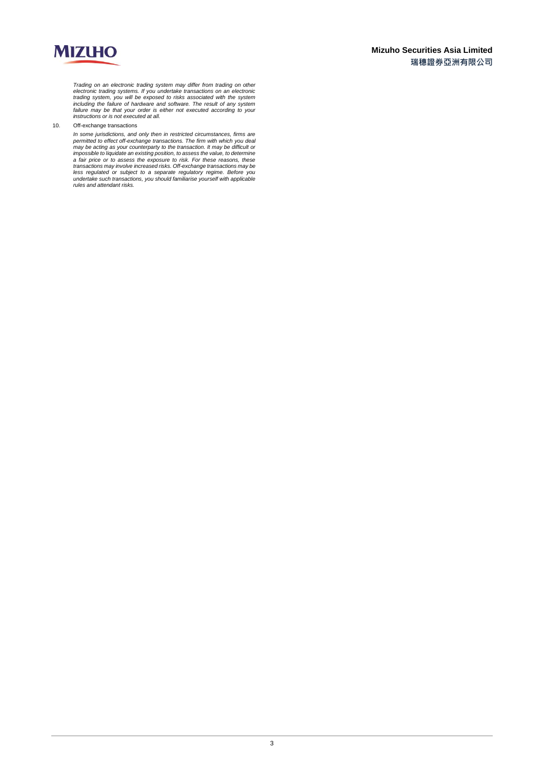*Trading on an electronic trading system may differ from trading on other electronic trading systems. If you undertake transactions on an electronic trading system, you will be exposed to risks associated with the system including the failure of hardware and software. The result of any system failure may be that your order is either not executed according to your instructions or is not executed at all.*

10. Off-exchange transactions

    *In some jurisdictions, and only then in restricted circumstances, firms are permitted to effect off-exchange transactions. The firm with which you deal may be acting as your counterparty to the transaction. It may be difficult or impossible to liquidate an existing position, to assess the value, to determine a fair price or to assess the exposure to risk. For these reasons, these transactions may involve increased risks. Off-exchange transactions may be less regulated or subject to a separate regulatory regime. Before you undertake such transactions, you should familiarise yourself with applicable rules and attendant risks.*